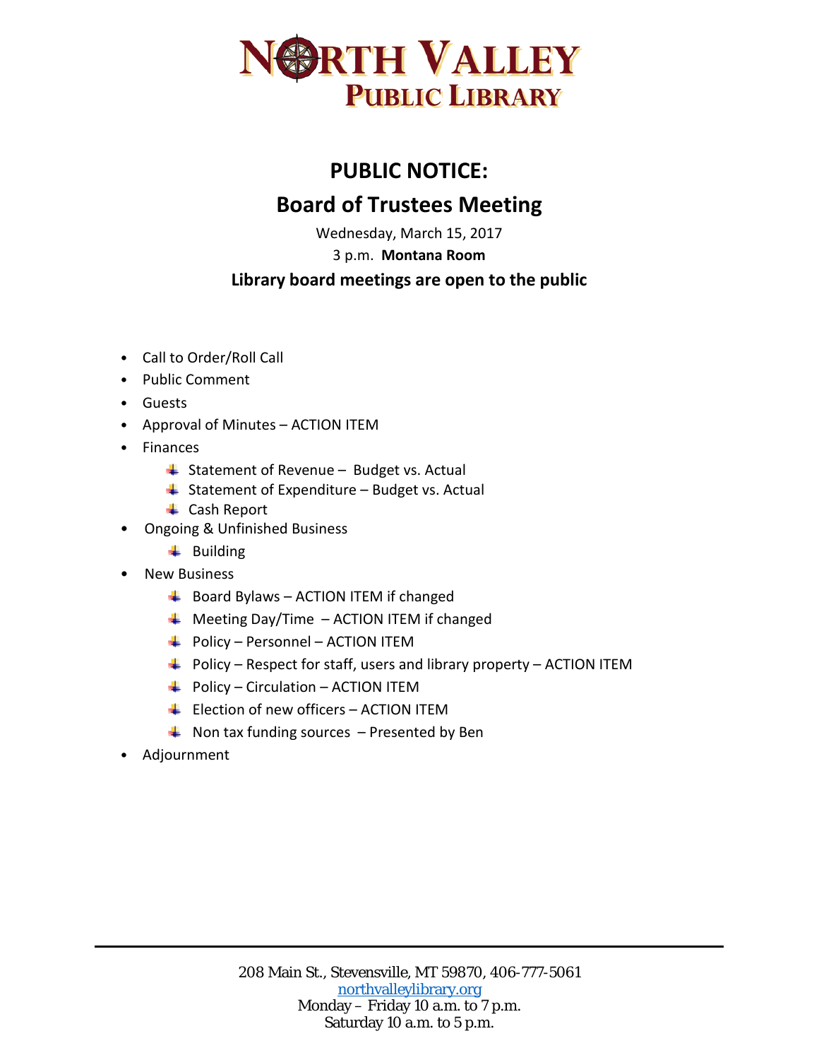# NORTH VALLEY PUBLIC LIBRARY

## PUBLIC NOTICE:

## Board of Trustees Meeting

Wednesday, March 15, 2017

3 p.m. **Montana Room**

**Library board meetings are open to the public**

- Call to Order/Roll Call
- Public Comment
- Guests
- Approval of Minutes – ACTION ITEM
- Finances
  - Statement of Revenue – Budget vs. Actual
  - Statement of Expenditure – Budget vs. Actual
  - Cash Report
- Ongoing & Unfinished Business
  - Building
- New Business
  - Board Bylaws – ACTION ITEM if changed
  - Meeting Day/Time – ACTION ITEM if changed
  - Policy – Personnel – ACTION ITEM
  - Policy – Respect for staff, users and library property – ACTION ITEM
  - Policy – Circulation – ACTION ITEM
  - Election of new officers – ACTION ITEM
  - Non tax funding sources – Presented by Ben
- Adjournment

208 Main St., Stevensville, MT 59870, 406-777-5061
northvalleylibrary.org
Monday – Friday 10 a.m. to 7 p.m.
Saturday 10 a.m. to 5 p.m.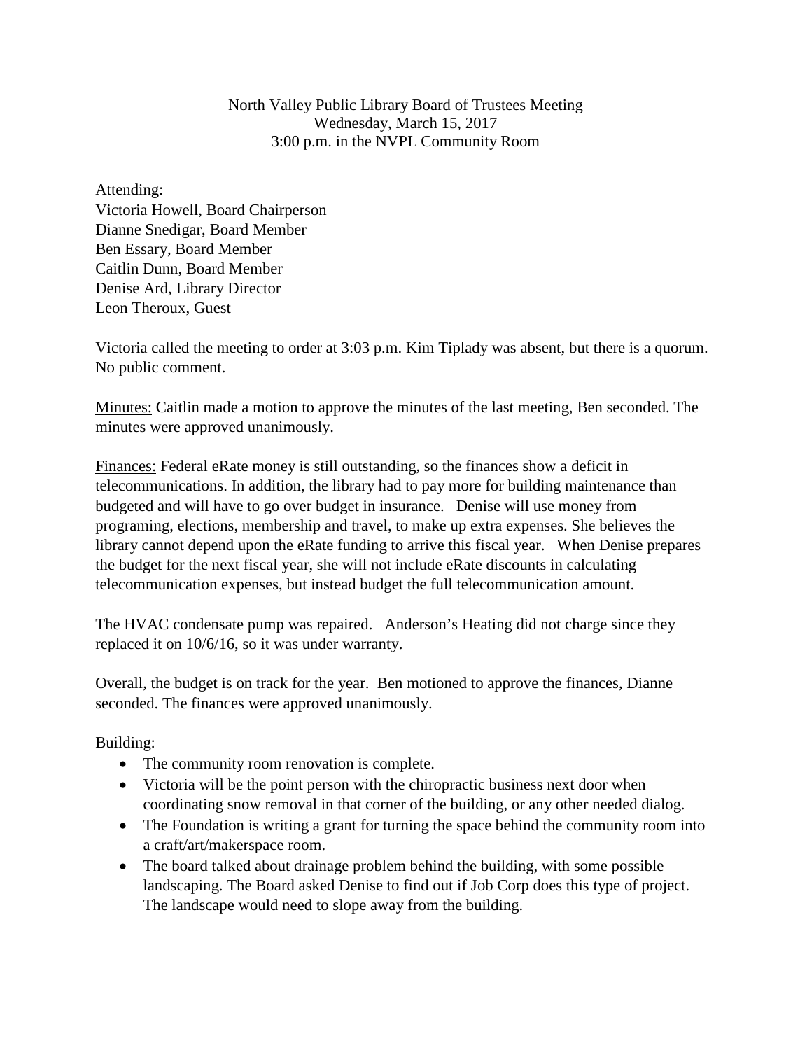North Valley Public Library Board of Trustees Meeting
Wednesday, March 15, 2017
3:00 p.m. in the NVPL Community Room

Attending:
Victoria Howell, Board Chairperson
Dianne Snedigar, Board Member
Ben Essary, Board Member
Caitlin Dunn, Board Member
Denise Ard, Library Director
Leon Theroux, Guest

Victoria called the meeting to order at 3:03 p.m. Kim Tiplady was absent, but there is a quorum. No public comment.

Minutes: Caitlin made a motion to approve the minutes of the last meeting, Ben seconded. The minutes were approved unanimously.

Finances: Federal eRate money is still outstanding, so the finances show a deficit in telecommunications. In addition, the library had to pay more for building maintenance than budgeted and will have to go over budget in insurance. Denise will use money from programing, elections, membership and travel, to make up extra expenses. She believes the library cannot depend upon the eRate funding to arrive this fiscal year. When Denise prepares the budget for the next fiscal year, she will not include eRate discounts in calculating telecommunication expenses, but instead budget the full telecommunication amount.

The HVAC condensate pump was repaired. Anderson's Heating did not charge since they replaced it on 10/6/16, so it was under warranty.

Overall, the budget is on track for the year. Ben motioned to approve the finances, Dianne seconded. The finances were approved unanimously.

Building:

- The community room renovation is complete.
- Victoria will be the point person with the chiropractic business next door when coordinating snow removal in that corner of the building, or any other needed dialog.
- The Foundation is writing a grant for turning the space behind the community room into a craft/art/makerspace room.
- The board talked about drainage problem behind the building, with some possible landscaping. The Board asked Denise to find out if Job Corp does this type of project. The landscape would need to slope away from the building.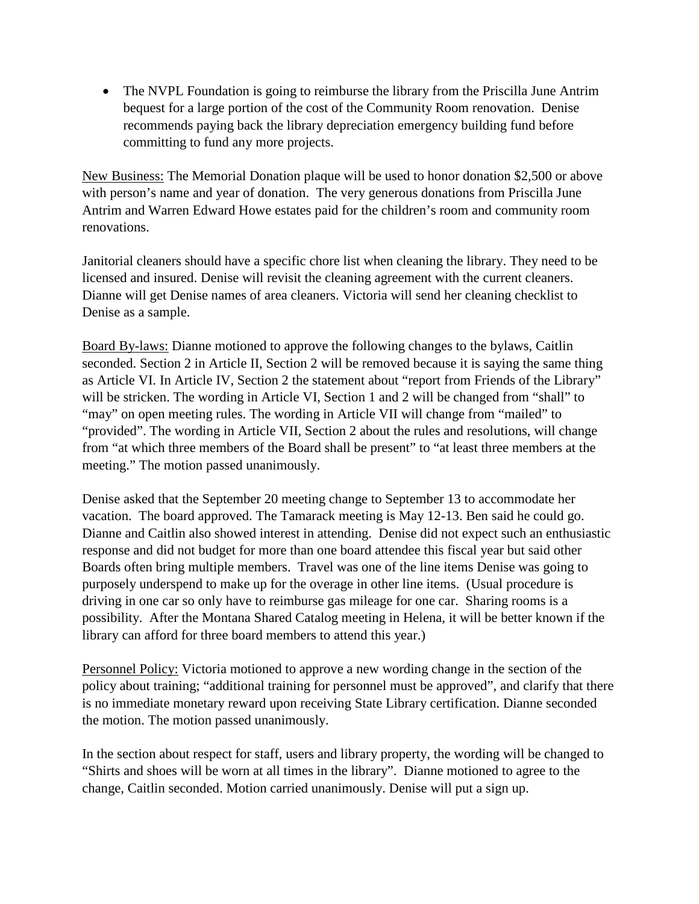- The NVPL Foundation is going to reimburse the library from the Priscilla June Antrim bequest for a large portion of the cost of the Community Room renovation. Denise recommends paying back the library depreciation emergency building fund before committing to fund any more projects.

<u>New Business:</u> The Memorial Donation plaque will be used to honor donation $2,500 or above with person's name and year of donation. The very generous donations from Priscilla June Antrim and Warren Edward Howe estates paid for the children's room and community room renovations.

Janitorial cleaners should have a specific chore list when cleaning the library. They need to be licensed and insured. Denise will revisit the cleaning agreement with the current cleaners. Dianne will get Denise names of area cleaners. Victoria will send her cleaning checklist to Denise as a sample.

<u>Board By-laws:</u> Dianne motioned to approve the following changes to the bylaws, Caitlin seconded. Section 2 in Article II, Section 2 will be removed because it is saying the same thing as Article VI. In Article IV, Section 2 the statement about "report from Friends of the Library" will be stricken. The wording in Article VI, Section 1 and 2 will be changed from "shall" to "may" on open meeting rules. The wording in Article VII will change from "mailed" to "provided". The wording in Article VII, Section 2 about the rules and resolutions, will change from "at which three members of the Board shall be present" to "at least three members at the meeting." The motion passed unanimously.

Denise asked that the September 20 meeting change to September 13 to accommodate her vacation. The board approved. The Tamarack meeting is May 12-13. Ben said he could go. Dianne and Caitlin also showed interest in attending. Denise did not expect such an enthusiastic response and did not budget for more than one board attendee this fiscal year but said other Boards often bring multiple members. Travel was one of the line items Denise was going to purposely underspend to make up for the overage in other line items. (Usual procedure is driving in one car so only have to reimburse gas mileage for one car. Sharing rooms is a possibility. After the Montana Shared Catalog meeting in Helena, it will be better known if the library can afford for three board members to attend this year.)

<u>Personnel Policy:</u> Victoria motioned to approve a new wording change in the section of the policy about training; "additional training for personnel must be approved", and clarify that there is no immediate monetary reward upon receiving State Library certification. Dianne seconded the motion. The motion passed unanimously.

In the section about respect for staff, users and library property, the wording will be changed to "Shirts and shoes will be worn at all times in the library". Dianne motioned to agree to the change, Caitlin seconded. Motion carried unanimously. Denise will put a sign up.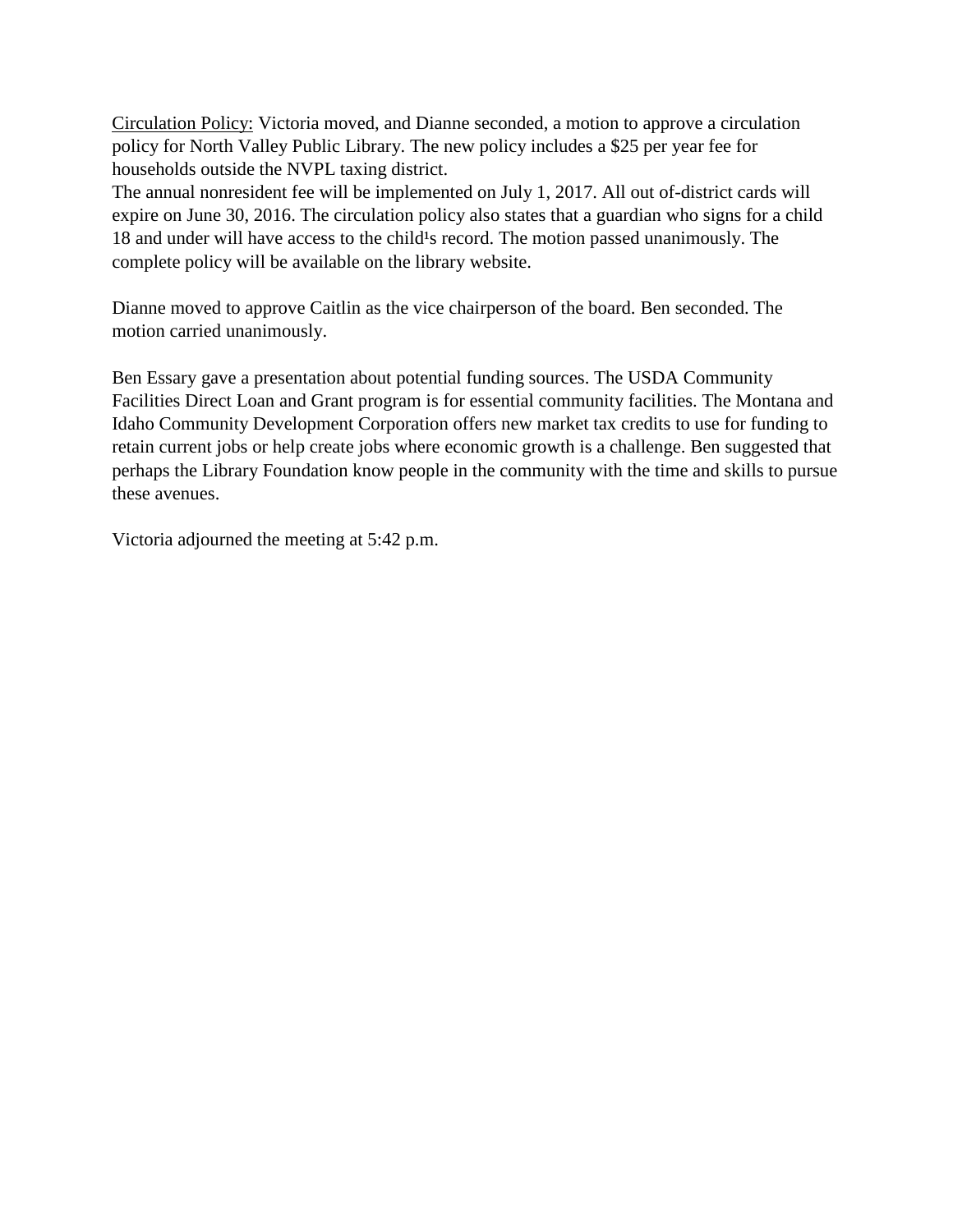Circulation Policy: Victoria moved, and Dianne seconded, a motion to approve a circulation policy for North Valley Public Library. The new policy includes a $25 per year fee for households outside the NVPL taxing district.

The annual nonresident fee will be implemented on July 1, 2017. All out of-district cards will expire on June 30, 2016. The circulation policy also states that a guardian who signs for a child 18 and under will have access to the child¹s record. The motion passed unanimously. The complete policy will be available on the library website.

Dianne moved to approve Caitlin as the vice chairperson of the board. Ben seconded. The motion carried unanimously.

Ben Essary gave a presentation about potential funding sources. The USDA Community Facilities Direct Loan and Grant program is for essential community facilities. The Montana and Idaho Community Development Corporation offers new market tax credits to use for funding to retain current jobs or help create jobs where economic growth is a challenge. Ben suggested that perhaps the Library Foundation know people in the community with the time and skills to pursue these avenues.

Victoria adjourned the meeting at 5:42 p.m.